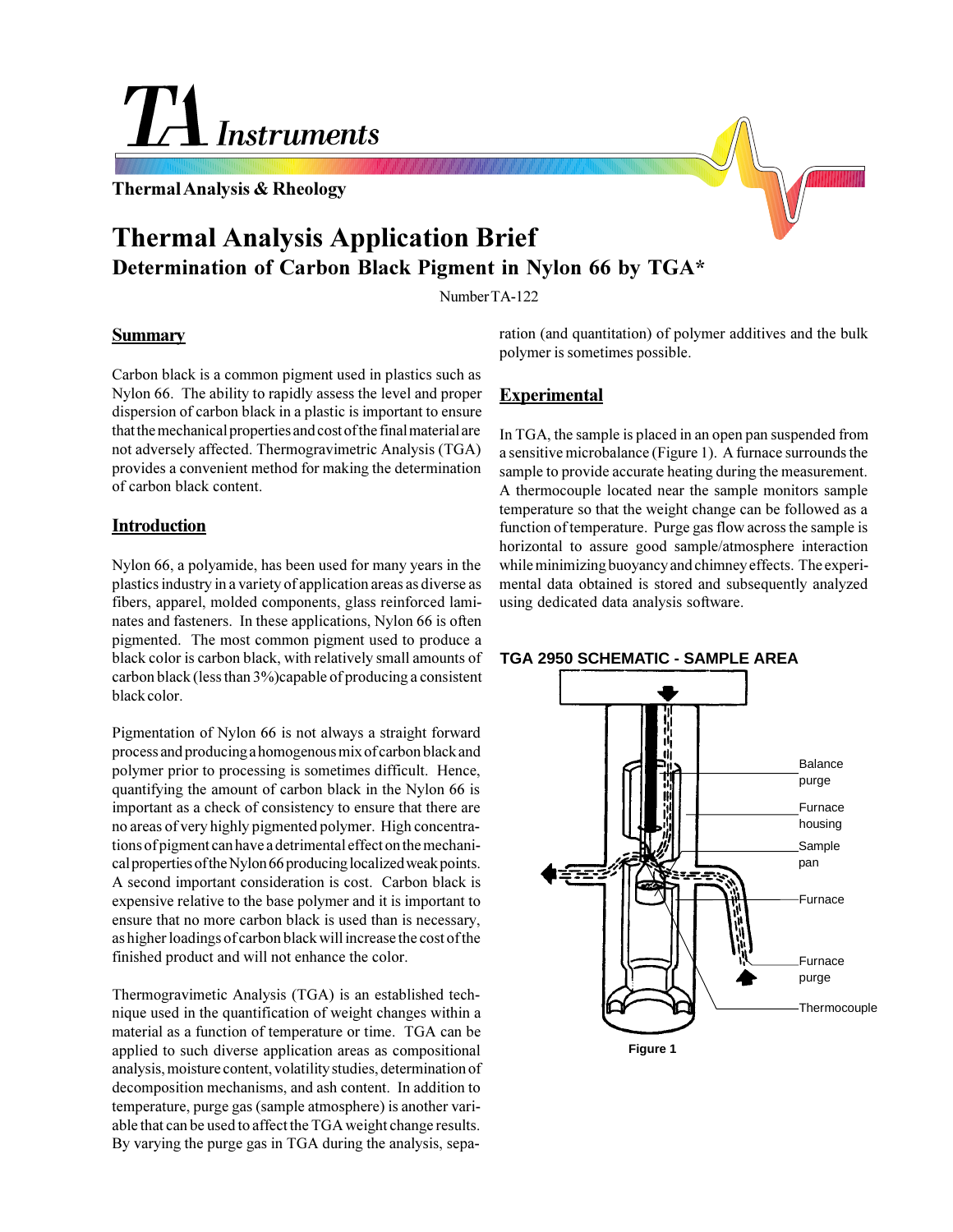# TA Instruments

**Thermal Analysis & Rheology**

# Thermal Analysis Application Brief

## Determination of Carbon Black Pigment in Nylon 66 by TGA*

Number TA-122

### Summary

Carbon black is a common pigment used in plastics such as Nylon 66. The ability to rapidly assess the level and proper dispersion of carbon black in a plastic is important to ensure that the mechanical properties and cost of the final material are not adversely affected. Thermogravimetric Analysis (TGA) provides a convenient method for making the determination of carbon black content.

### Introduction

Nylon 66, a polyamide, has been used for many years in the plastics industry in a variety of application areas as diverse as fibers, apparel, molded components, glass reinforced laminates and fasteners. In these applications, Nylon 66 is often pigmented. The most common pigment used to produce a black color is carbon black, with relatively small amounts of carbon black (less than 3%)capable of producing a consistent black color.

Pigmentation of Nylon 66 is not always a straight forward process and producing a homogenous mix of carbon black and polymer prior to processing is sometimes difficult. Hence, quantifying the amount of carbon black in the Nylon 66 is important as a check of consistency to ensure that there are no areas of very highly pigmented polymer. High concentrations of pigment can have a detrimental effect on the mechanical properties of the Nylon 66 producing localized weak points. A second important consideration is cost. Carbon black is expensive relative to the base polymer and it is important to ensure that no more carbon black is used than is necessary, as higher loadings of carbon black will increase the cost of the finished product and will not enhance the color.

Thermogravimetic Analysis (TGA) is an established technique used in the quantification of weight changes within a material as a function of temperature or time. TGA can be applied to such diverse application areas as compositional analysis, moisture content, volatility studies, determination of decomposition mechanisms, and ash content. In addition to temperature, purge gas (sample atmosphere) is another variable that can be used to affect the TGA weight change results. By varying the purge gas in TGA during the analysis, separation (and quantitation) of polymer additives and the bulk polymer is sometimes possible.

### Experimental

In TGA, the sample is placed in an open pan suspended from a sensitive microbalance (Figure 1). A furnace surrounds the sample to provide accurate heating during the measurement. A thermocouple located near the sample monitors sample temperature so that the weight change can be followed as a function of temperature. Purge gas flow across the sample is horizontal to assure good sample/atmosphere interaction while minimizing buoyancy and chimney effects. The experimental data obtained is stored and subsequently analyzed using dedicated data analysis software.

**TGA 2950 SCHEMATIC - SAMPLE AREA**

Balance purge

Furnace housing

Sample pan

Furnace

Furnace purge

Thermocouple

**Figure 1**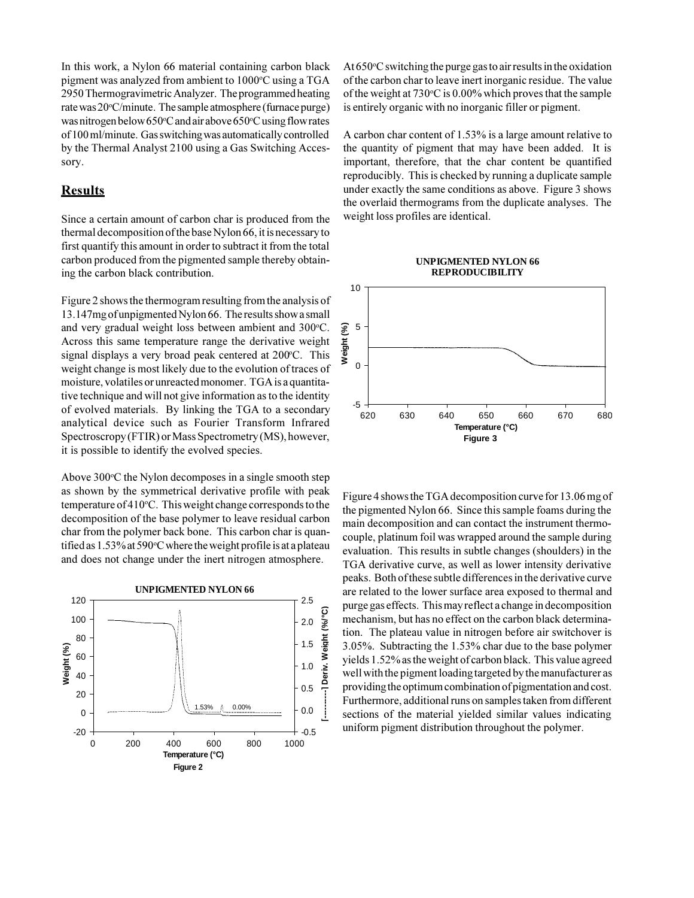In this work, a Nylon 66 material containing carbon black pigment was analyzed from ambient to 1000°C using a TGA 2950 Thermogravimetric Analyzer. The programmed heating rate was 20°C/minute. The sample atmosphere (furnace purge) was nitrogen below 650°C and air above 650°C using flow rates of 100 ml/minute. Gas switching was automatically controlled by the Thermal Analyst 2100 using a Gas Switching Accessory.

## Results

Since a certain amount of carbon char is produced from the thermal decomposition of the base Nylon 66, it is necessary to first quantify this amount in order to subtract it from the total carbon produced from the pigmented sample thereby obtaining the carbon black contribution.

Figure 2 shows the thermogram resulting from the analysis of 13.147mg of unpigmented Nylon 66. The results show a small and very gradual weight loss between ambient and 300°C. Across this same temperature range the derivative weight signal displays a very broad peak centered at 200°C. This weight change is most likely due to the evolution of traces of moisture, volatiles or unreacted monomer. TGA is a quantitative technique and will not give information as to the identity of evolved materials. By linking the TGA to a secondary analytical device such as Fourier Transform Infrared Spectroscropy (FTIR) or Mass Spectrometry (MS), however, it is possible to identify the evolved species.

Above 300°C the Nylon decomposes in a single smooth step as shown by the symmetrical derivative profile with peak temperature of 410°C. This weight change corresponds to the decomposition of the base polymer to leave residual carbon char from the polymer back bone. This carbon char is quantified as 1.53% at 590°C where the weight profile is at a plateau and does not change under the inert nitrogen atmosphere.

Figure 2

At 650°C switching the purge gas to air results in the oxidation of the carbon char to leave inert inorganic residue. The value of the weight at 730°C is 0.00% which proves that the sample is entirely organic with no inorganic filler or pigment.

A carbon char content of 1.53% is a large amount relative to the quantity of pigment that may have been added. It is important, therefore, that the char content be quantified reproducibly. This is checked by running a duplicate sample under exactly the same conditions as above. Figure 3 shows the overlaid thermograms from the duplicate analyses. The weight loss profiles are identical.

Figure 3

Figure 4 shows the TGA decomposition curve for 13.06 mg of the pigmented Nylon 66. Since this sample foams during the main decomposition and can contact the instrument thermocouple, platinum foil was wrapped around the sample during evaluation. This results in subtle changes (shoulders) in the TGA derivative curve, as well as lower intensity derivative peaks. Both of these subtle differences in the derivative curve are related to the lower surface area exposed to thermal and purge gas effects. This may reflect a change in decomposition mechanism, but has no effect on the carbon black determination. The plateau value in nitrogen before air switchover is 3.05%. Subtracting the 1.53% char due to the base polymer yields 1.52% as the weight of carbon black. This value agreed well with the pigment loading targeted by the manufacturer as providing the optimum combination of pigmentation and cost. Furthermore, additional runs on samples taken from different sections of the material yielded similar values indicating uniform pigment distribution throughout the polymer.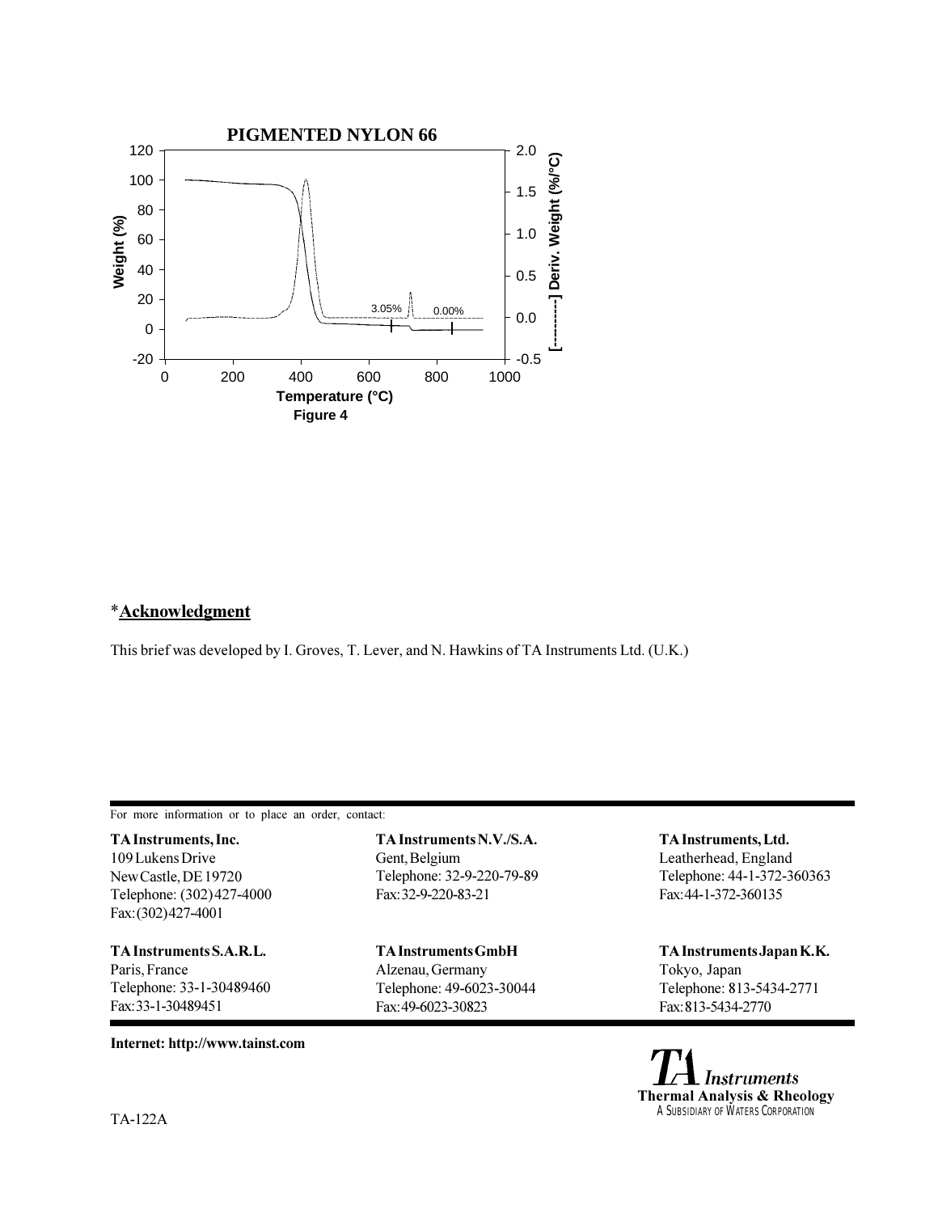PIGMENTED NYLON 66

120
100
80
60
40
20
0
-20

Weight (%)

2.0
1.5
1.0
0.5
0.0
-0.5

[---------] Deriv. Weight (%/°C)

3.05%
0.00%

0 200 400 600 800 1000

Temperature (°C)

Figure 4

*Acknowledgment

This brief was developed by I. Groves, T. Lever, and N. Hawkins of TA Instruments Ltd. (U.K.)

For more information or to place an order, contact:

**TA Instruments, Inc.**
109 Lukens Drive
New Castle, DE 19720
Telephone: (302) 427-4000
Fax: (302) 427-4001

**TA Instruments N.V./S.A.**
Gent, Belgium
Telephone: 32-9-220-79-89
Fax: 32-9-220-83-21

**TA Instruments, Ltd.**
Leatherhead, England
Telephone: 44-1-372-360363
Fax: 44-1-372-360135

**TA Instruments S.A.R.L.**
Paris, France
Telephone: 33-1-30489460
Fax: 33-1-30489451

**TA Instruments GmbH**
Alzenau, Germany
Telephone: 49-6023-30044
Fax: 49-6023-30823

**TA Instruments Japan K.K.**
Tokyo, Japan
Telephone: 813-5434-2771
Fax: 813-5434-2770

**Internet: http://www.tainst.com**

TA Instruments
Thermal Analysis & Rheology
A SUBSIDIARY OF WATERS CORPORATION

TA-122A